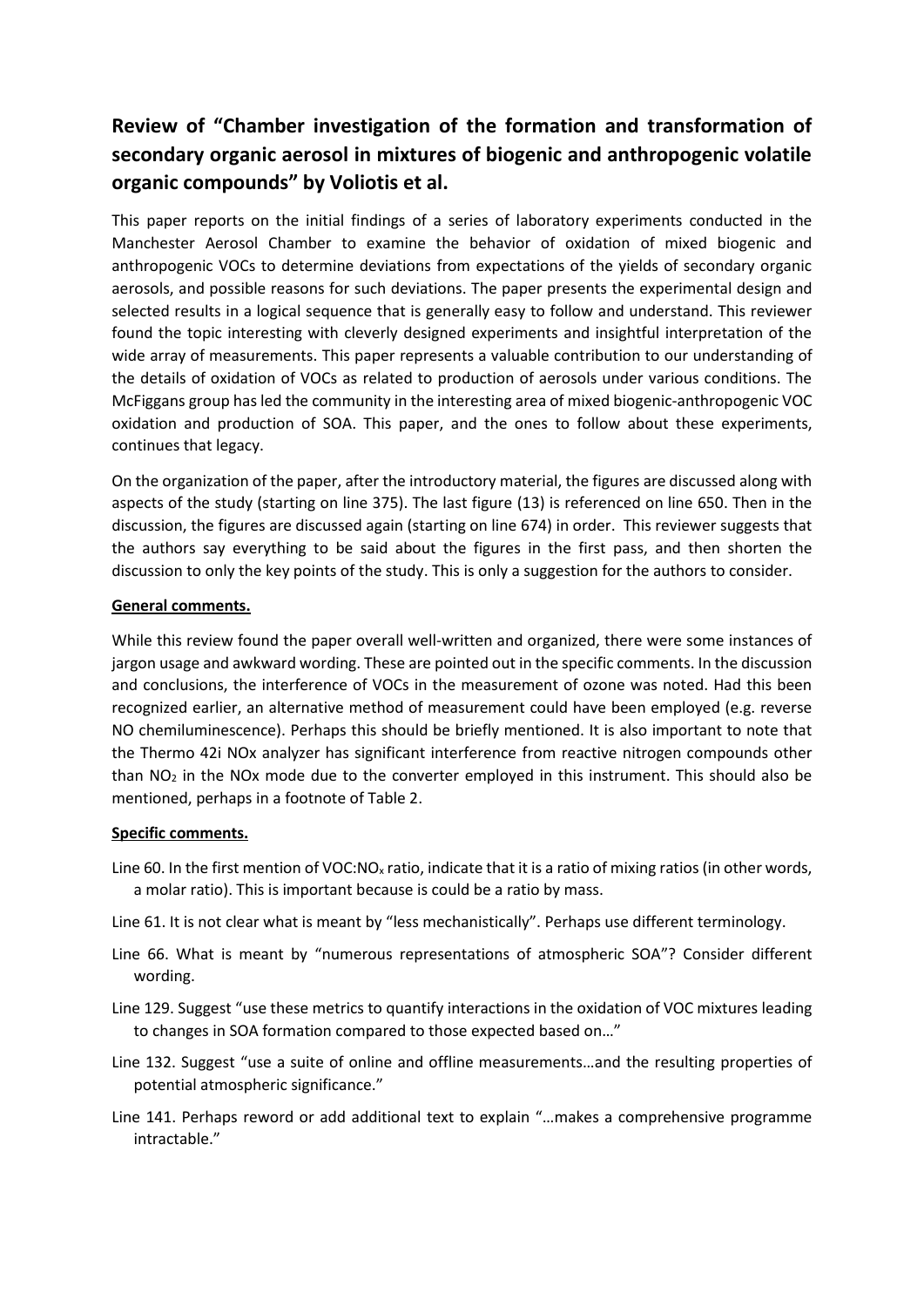# Review of "Chamber investigation of the formation and transformation of secondary organic aerosol in mixtures of biogenic and anthropogenic volatile organic compounds" by Voliotis et al.

This paper reports on the initial findings of a series of laboratory experiments conducted in the Manchester Aerosol Chamber to examine the behavior of oxidation of mixed biogenic and anthropogenic VOCs to determine deviations from expectations of the yields of secondary organic aerosols, and possible reasons for such deviations. The paper presents the experimental design and selected results in a logical sequence that is generally easy to follow and understand. This reviewer found the topic interesting with cleverly designed experiments and insightful interpretation of the wide array of measurements. This paper represents a valuable contribution to our understanding of the details of oxidation of VOCs as related to production of aerosols under various conditions. The McFiggans group has led the community in the interesting area of mixed biogenic-anthropogenic VOC oxidation and production of SOA. This paper, and the ones to follow about these experiments, continues that legacy.

On the organization of the paper, after the introductory material, the figures are discussed along with aspects of the study (starting on line 375). The last figure (13) is referenced on line 650. Then in the discussion, the figures are discussed again (starting on line 674) in order. This reviewer suggests that the authors say everything to be said about the figures in the first pass, and then shorten the discussion to only the key points of the study. This is only a suggestion for the authors to consider.

## General comments.

While this review found the paper overall well-written and organized, there were some instances of jargon usage and awkward wording. These are pointed out in the specific comments. In the discussion and conclusions, the interference of VOCs in the measurement of ozone was noted. Had this been recognized earlier, an alternative method of measurement could have been employed (e.g. reverse NO chemiluminescence). Perhaps this should be briefly mentioned. It is also important to note that the Thermo 42i NOx analyzer has significant interference from reactive nitrogen compounds other than $NO_2$ in the NOx mode due to the converter employed in this instrument. This should also be mentioned, perhaps in a footnote of Table 2.

## Specific comments.

Line 60. In the first mention of VOC:$NO_x$ ratio, indicate that it is a ratio of mixing ratios (in other words, a molar ratio). This is important because is could be a ratio by mass.

Line 61. It is not clear what is meant by "less mechanistically". Perhaps use different terminology.

Line 66. What is meant by "numerous representations of atmospheric SOA"? Consider different wording.

Line 129. Suggest "use these metrics to quantify interactions in the oxidation of VOC mixtures leading to changes in SOA formation compared to those expected based on…"

Line 132. Suggest "use a suite of online and offline measurements…and the resulting properties of potential atmospheric significance."

Line 141. Perhaps reword or add additional text to explain "…makes a comprehensive programme intractable."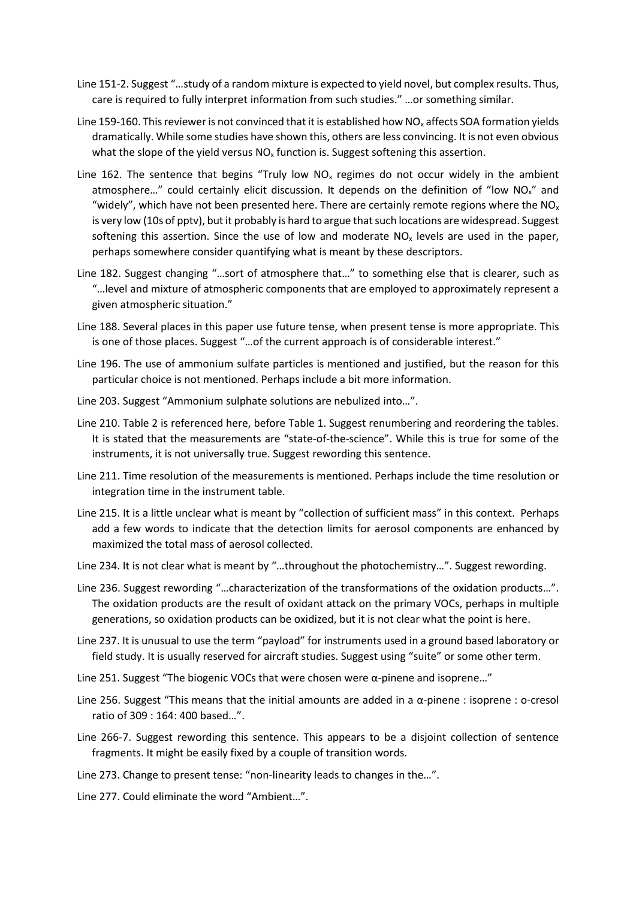Line 151-2. Suggest "…study of a random mixture is expected to yield novel, but complex results. Thus, care is required to fully interpret information from such studies." …or something similar.

Line 159-160. This reviewer is not convinced that it is established how $NO_x$ affects SOA formation yields dramatically. While some studies have shown this, others are less convincing. It is not even obvious what the slope of the yield versus $NO_x$ function is. Suggest softening this assertion.

Line 162. The sentence that begins "Truly low $NO_x$ regimes do not occur widely in the ambient atmosphere…" could certainly elicit discussion. It depends on the definition of "low $NO_x$" and "widely", which have not been presented here. There are certainly remote regions where the $NO_x$ is very low (10s of pptv), but it probably is hard to argue that such locations are widespread. Suggest softening this assertion. Since the use of low and moderate $NO_x$ levels are used in the paper, perhaps somewhere consider quantifying what is meant by these descriptors.

Line 182. Suggest changing "…sort of atmosphere that…" to something else that is clearer, such as "…level and mixture of atmospheric components that are employed to approximately represent a given atmospheric situation."

Line 188. Several places in this paper use future tense, when present tense is more appropriate. This is one of those places. Suggest "…of the current approach is of considerable interest."

Line 196. The use of ammonium sulfate particles is mentioned and justified, but the reason for this particular choice is not mentioned. Perhaps include a bit more information.

Line 203. Suggest "Ammonium sulphate solutions are nebulized into…".

Line 210. Table 2 is referenced here, before Table 1. Suggest renumbering and reordering the tables. It is stated that the measurements are "state-of-the-science". While this is true for some of the instruments, it is not universally true. Suggest rewording this sentence.

Line 211. Time resolution of the measurements is mentioned. Perhaps include the time resolution or integration time in the instrument table.

Line 215. It is a little unclear what is meant by "collection of sufficient mass" in this context. Perhaps add a few words to indicate that the detection limits for aerosol components are enhanced by maximized the total mass of aerosol collected.

Line 234. It is not clear what is meant by "…throughout the photochemistry…". Suggest rewording.

Line 236. Suggest rewording "…characterization of the transformations of the oxidation products…". The oxidation products are the result of oxidant attack on the primary VOCs, perhaps in multiple generations, so oxidation products can be oxidized, but it is not clear what the point is here.

Line 237. It is unusual to use the term "payload" for instruments used in a ground based laboratory or field study. It is usually reserved for aircraft studies. Suggest using "suite" or some other term.

Line 251. Suggest "The biogenic VOCs that were chosen were α-pinene and isoprene…"

Line 256. Suggest "This means that the initial amounts are added in a α-pinene : isoprene : o-cresol ratio of 309 : 164: 400 based…".

Line 266-7. Suggest rewording this sentence. This appears to be a disjoint collection of sentence fragments. It might be easily fixed by a couple of transition words.

Line 273. Change to present tense: "non-linearity leads to changes in the…".

Line 277. Could eliminate the word "Ambient…".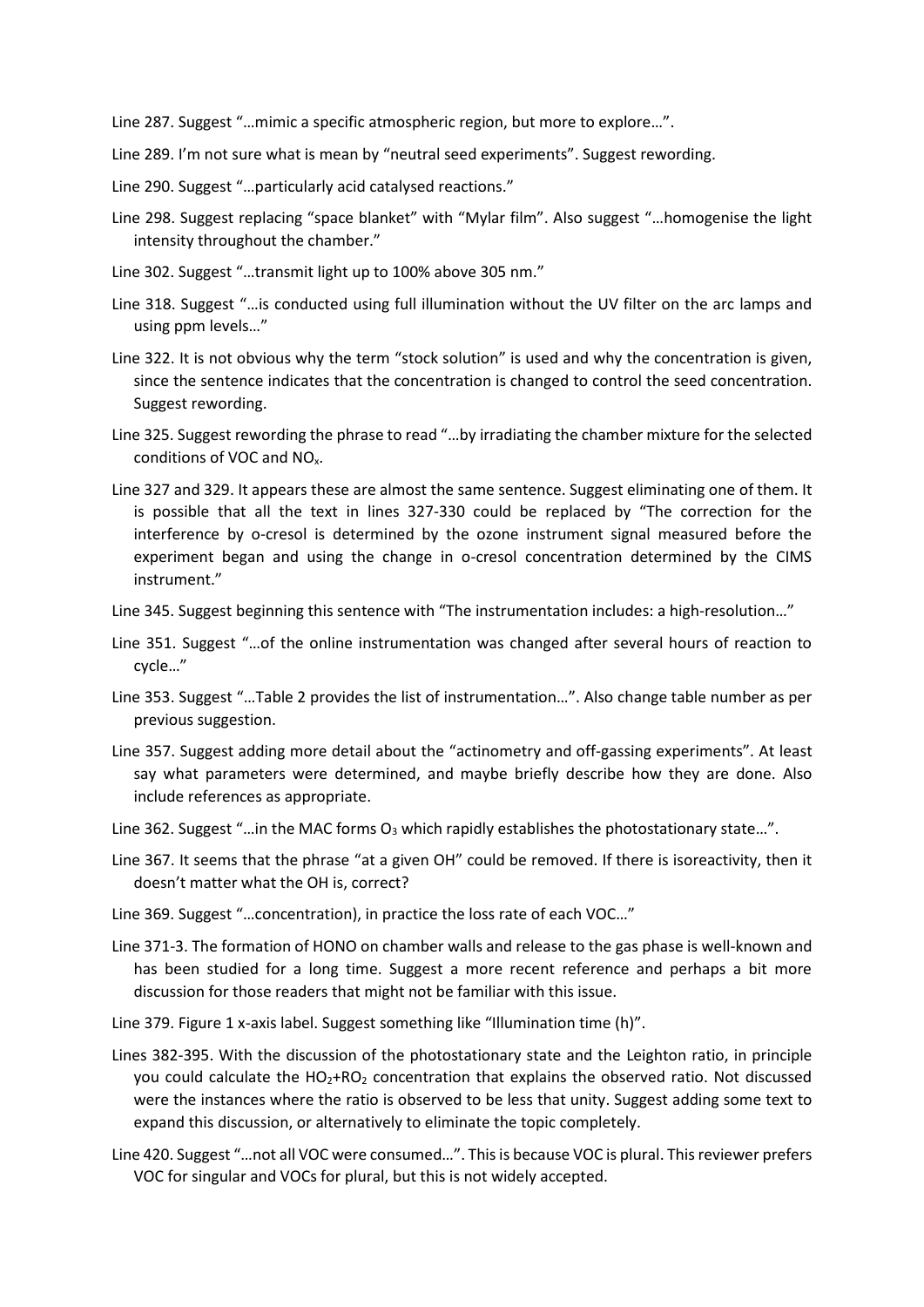Line 287. Suggest "…mimic a specific atmospheric region, but more to explore…".

Line 289. I'm not sure what is mean by "neutral seed experiments". Suggest rewording.

Line 290. Suggest "…particularly acid catalysed reactions."

Line 298. Suggest replacing "space blanket" with "Mylar film". Also suggest "…homogenise the light intensity throughout the chamber."

Line 302. Suggest "…transmit light up to 100% above 305 nm."

Line 318. Suggest "…is conducted using full illumination without the UV filter on the arc lamps and using ppm levels…"

Line 322. It is not obvious why the term "stock solution" is used and why the concentration is given, since the sentence indicates that the concentration is changed to control the seed concentration. Suggest rewording.

Line 325. Suggest rewording the phrase to read "…by irradiating the chamber mixture for the selected conditions of VOC and $NO_x$.

Line 327 and 329. It appears these are almost the same sentence. Suggest eliminating one of them. It is possible that all the text in lines 327-330 could be replaced by "The correction for the interference by o-cresol is determined by the ozone instrument signal measured before the experiment began and using the change in o-cresol concentration determined by the CIMS instrument."

Line 345. Suggest beginning this sentence with "The instrumentation includes: a high-resolution…"

Line 351. Suggest "…of the online instrumentation was changed after several hours of reaction to cycle…"

Line 353. Suggest "…Table 2 provides the list of instrumentation…". Also change table number as per previous suggestion.

Line 357. Suggest adding more detail about the "actinometry and off-gassing experiments". At least say what parameters were determined, and maybe briefly describe how they are done. Also include references as appropriate.

Line 362. Suggest "…in the MAC forms $O_3$ which rapidly establishes the photostationary state…".

Line 367. It seems that the phrase "at a given OH" could be removed. If there is isoreactivity, then it doesn't matter what the OH is, correct?

Line 369. Suggest "…concentration), in practice the loss rate of each VOC…"

Line 371-3. The formation of HONO on chamber walls and release to the gas phase is well-known and has been studied for a long time. Suggest a more recent reference and perhaps a bit more discussion for those readers that might not be familiar with this issue.

Line 379. Figure 1 x-axis label. Suggest something like "Illumination time (h)".

Lines 382-395. With the discussion of the photostationary state and the Leighton ratio, in principle you could calculate the $HO_2$+$RO_2$ concentration that explains the observed ratio. Not discussed were the instances where the ratio is observed to be less that unity. Suggest adding some text to expand this discussion, or alternatively to eliminate the topic completely.

Line 420. Suggest "…not all VOC were consumed…". This is because VOC is plural. This reviewer prefers VOC for singular and VOCs for plural, but this is not widely accepted.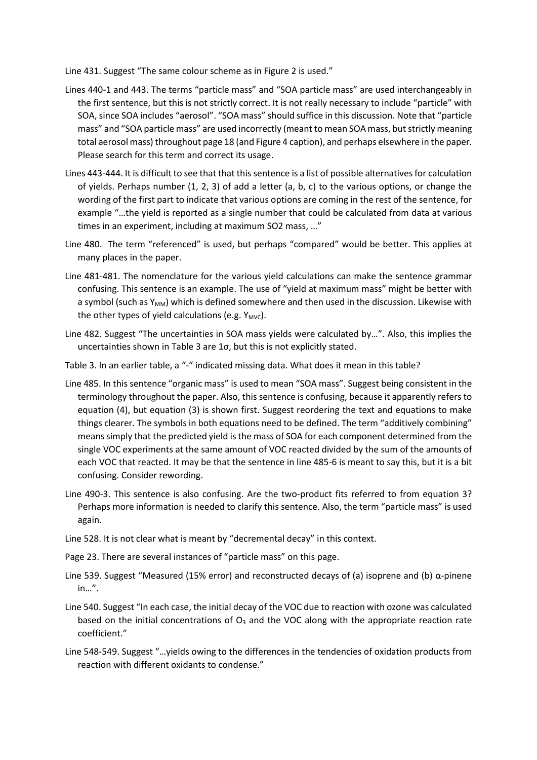Line 431. Suggest "The same colour scheme as in Figure 2 is used."

Lines 440-1 and 443. The terms "particle mass" and "SOA particle mass" are used interchangeably in the first sentence, but this is not strictly correct. It is not really necessary to include "particle" with SOA, since SOA includes "aerosol". "SOA mass" should suffice in this discussion. Note that "particle mass" and "SOA particle mass" are used incorrectly (meant to mean SOA mass, but strictly meaning total aerosol mass) throughout page 18 (and Figure 4 caption), and perhaps elsewhere in the paper. Please search for this term and correct its usage.

Lines 443-444. It is difficult to see that that this sentence is a list of possible alternatives for calculation of yields. Perhaps number (1, 2, 3) of add a letter (a, b, c) to the various options, or change the wording of the first part to indicate that various options are coming in the rest of the sentence, for example "…the yield is reported as a single number that could be calculated from data at various times in an experiment, including at maximum SO2 mass, …"

Line 480. The term "referenced" is used, but perhaps "compared" would be better. This applies at many places in the paper.

Line 481-481. The nomenclature for the various yield calculations can make the sentence grammar confusing. This sentence is an example. The use of "yield at maximum mass" might be better with a symbol (such as $Y_{MM}$) which is defined somewhere and then used in the discussion. Likewise with the other types of yield calculations (e.g. $Y_{MVC}$).

Line 482. Suggest "The uncertainties in SOA mass yields were calculated by…". Also, this implies the uncertainties shown in Table 3 are 1σ, but this is not explicitly stated.

Table 3. In an earlier table, a "-" indicated missing data. What does it mean in this table?

Line 485. In this sentence "organic mass" is used to mean "SOA mass". Suggest being consistent in the terminology throughout the paper. Also, this sentence is confusing, because it apparently refers to equation (4), but equation (3) is shown first. Suggest reordering the text and equations to make things clearer. The symbols in both equations need to be defined. The term "additively combining" means simply that the predicted yield is the mass of SOA for each component determined from the single VOC experiments at the same amount of VOC reacted divided by the sum of the amounts of each VOC that reacted. It may be that the sentence in line 485-6 is meant to say this, but it is a bit confusing. Consider rewording.

Line 490-3. This sentence is also confusing. Are the two-product fits referred to from equation 3? Perhaps more information is needed to clarify this sentence. Also, the term "particle mass" is used again.

Line 528. It is not clear what is meant by "decremental decay" in this context.

Page 23. There are several instances of "particle mass" on this page.

Line 539. Suggest "Measured (15% error) and reconstructed decays of (a) isoprene and (b) α-pinene in…".

Line 540. Suggest "In each case, the initial decay of the VOC due to reaction with ozone was calculated based on the initial concentrations of $O_3$ and the VOC along with the appropriate reaction rate coefficient."

Line 548-549. Suggest "…yields owing to the differences in the tendencies of oxidation products from reaction with different oxidants to condense."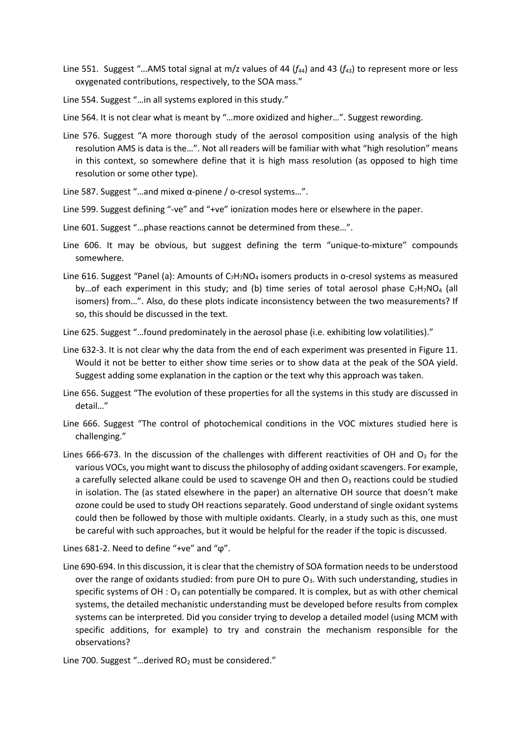Line 551. Suggest "…AMS total signal at m/z values of 44 ($f_{44}$) and 43 ($f_{43}$) to represent more or less oxygenated contributions, respectively, to the SOA mass."

Line 554. Suggest "…in all systems explored in this study."

Line 564. It is not clear what is meant by "…more oxidized and higher…". Suggest rewording.

Line 576. Suggest "A more thorough study of the aerosol composition using analysis of the high resolution AMS is data is the…". Not all readers will be familiar with what "high resolution" means in this context, so somewhere define that it is high mass resolution (as opposed to high time resolution or some other type).

Line 587. Suggest "…and mixed α-pinene / o-cresol systems…".

Line 599. Suggest defining "-ve" and "+ve" ionization modes here or elsewhere in the paper.

Line 601. Suggest "…phase reactions cannot be determined from these…".

Line 606. It may be obvious, but suggest defining the term "unique-to-mixture" compounds somewhere.

Line 616. Suggest "Panel (a): Amounts of $C_7H_7NO_4$ isomers products in o-cresol systems as measured by…of each experiment in this study; and (b) time series of total aerosol phase $C_7H_7NO_4$ (all isomers) from…". Also, do these plots indicate inconsistency between the two measurements? If so, this should be discussed in the text.

Line 625. Suggest "…found predominately in the aerosol phase (i.e. exhibiting low volatilities)."

Line 632-3. It is not clear why the data from the end of each experiment was presented in Figure 11. Would it not be better to either show time series or to show data at the peak of the SOA yield. Suggest adding some explanation in the caption or the text why this approach was taken.

Line 656. Suggest "The evolution of these properties for all the systems in this study are discussed in detail…"

Line 666. Suggest "The control of photochemical conditions in the VOC mixtures studied here is challenging."

Lines 666-673. In the discussion of the challenges with different reactivities of OH and $O_3$ for the various VOCs, you might want to discuss the philosophy of adding oxidant scavengers. For example, a carefully selected alkane could be used to scavenge OH and then $O_3$ reactions could be studied in isolation. The (as stated elsewhere in the paper) an alternative OH source that doesn't make ozone could be used to study OH reactions separately. Good understand of single oxidant systems could then be followed by those with multiple oxidants. Clearly, in a study such as this, one must be careful with such approaches, but it would be helpful for the reader if the topic is discussed.

Lines 681-2. Need to define "+ve" and "φ".

Line 690-694. In this discussion, it is clear that the chemistry of SOA formation needs to be understood over the range of oxidants studied: from pure OH to pure $O_3$. With such understanding, studies in specific systems of OH : $O_3$ can potentially be compared. It is complex, but as with other chemical systems, the detailed mechanistic understanding must be developed before results from complex systems can be interpreted. Did you consider trying to develop a detailed model (using MCM with specific additions, for example) to try and constrain the mechanism responsible for the observations?

Line 700. Suggest "…derived $RO_2$ must be considered."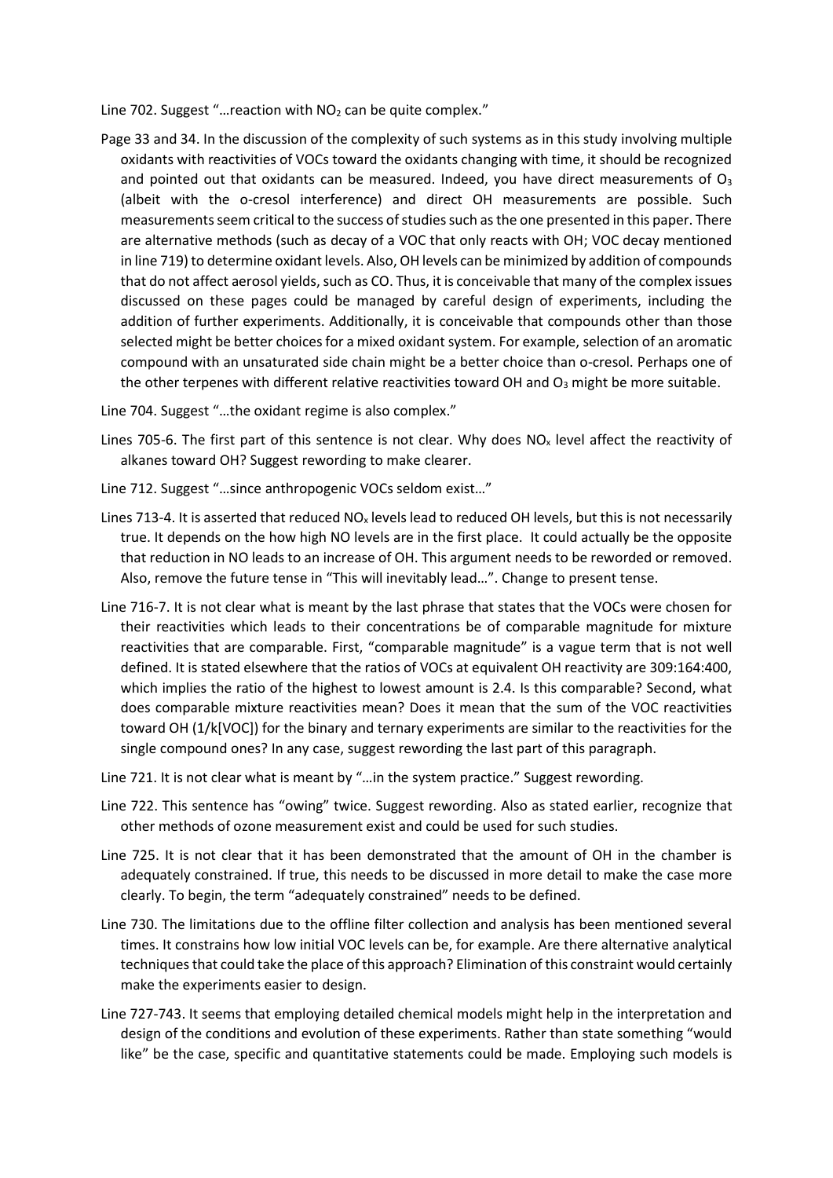Line 702. Suggest "…reaction with $NO_2$ can be quite complex."

Page 33 and 34. In the discussion of the complexity of such systems as in this study involving multiple oxidants with reactivities of VOCs toward the oxidants changing with time, it should be recognized and pointed out that oxidants can be measured. Indeed, you have direct measurements of $O_3$ (albeit with the o-cresol interference) and direct OH measurements are possible. Such measurements seem critical to the success of studies such as the one presented in this paper. There are alternative methods (such as decay of a VOC that only reacts with OH; VOC decay mentioned in line 719) to determine oxidant levels. Also, OH levels can be minimized by addition of compounds that do not affect aerosol yields, such as CO. Thus, it is conceivable that many of the complex issues discussed on these pages could be managed by careful design of experiments, including the addition of further experiments. Additionally, it is conceivable that compounds other than those selected might be better choices for a mixed oxidant system. For example, selection of an aromatic compound with an unsaturated side chain might be a better choice than o-cresol. Perhaps one of the other terpenes with different relative reactivities toward OH and $O_3$ might be more suitable.

Line 704. Suggest "…the oxidant regime is also complex."

Lines 705-6. The first part of this sentence is not clear. Why does $NO_x$ level affect the reactivity of alkanes toward OH? Suggest rewording to make clearer.

Line 712. Suggest "…since anthropogenic VOCs seldom exist…"

Lines 713-4. It is asserted that reduced $NO_x$ levels lead to reduced OH levels, but this is not necessarily true. It depends on the how high NO levels are in the first place. It could actually be the opposite that reduction in NO leads to an increase of OH. This argument needs to be reworded or removed. Also, remove the future tense in "This will inevitably lead…". Change to present tense.

Line 716-7. It is not clear what is meant by the last phrase that states that the VOCs were chosen for their reactivities which leads to their concentrations be of comparable magnitude for mixture reactivities that are comparable. First, "comparable magnitude" is a vague term that is not well defined. It is stated elsewhere that the ratios of VOCs at equivalent OH reactivity are 309:164:400, which implies the ratio of the highest to lowest amount is 2.4. Is this comparable? Second, what does comparable mixture reactivities mean? Does it mean that the sum of the VOC reactivities toward OH (1/k[VOC]) for the binary and ternary experiments are similar to the reactivities for the single compound ones? In any case, suggest rewording the last part of this paragraph.

Line 721. It is not clear what is meant by "…in the system practice." Suggest rewording.

Line 722. This sentence has "owing" twice. Suggest rewording. Also as stated earlier, recognize that other methods of ozone measurement exist and could be used for such studies.

Line 725. It is not clear that it has been demonstrated that the amount of OH in the chamber is adequately constrained. If true, this needs to be discussed in more detail to make the case more clearly. To begin, the term "adequately constrained" needs to be defined.

Line 730. The limitations due to the offline filter collection and analysis has been mentioned several times. It constrains how low initial VOC levels can be, for example. Are there alternative analytical techniques that could take the place of this approach? Elimination of this constraint would certainly make the experiments easier to design.

Line 727-743. It seems that employing detailed chemical models might help in the interpretation and design of the conditions and evolution of these experiments. Rather than state something "would like" be the case, specific and quantitative statements could be made. Employing such models is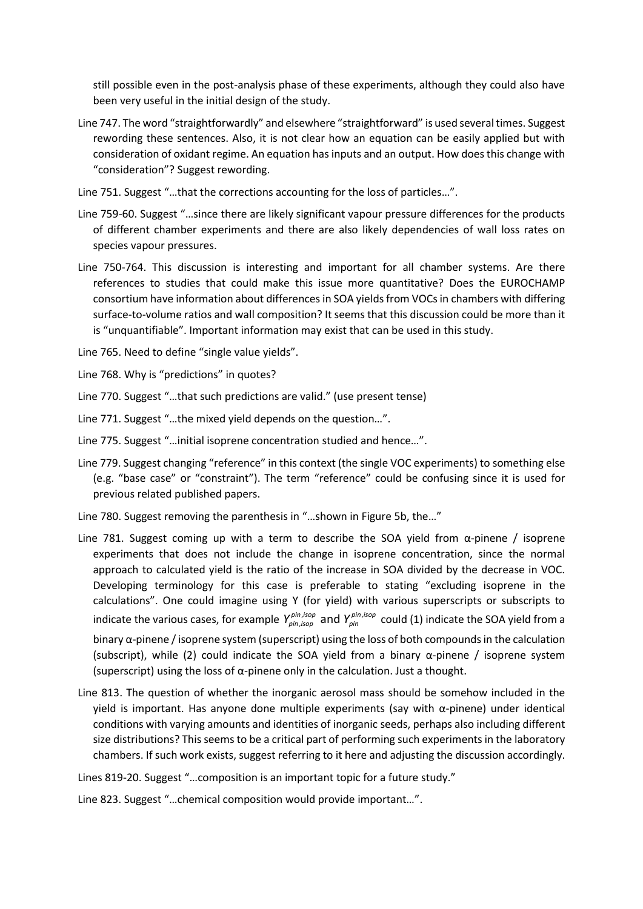still possible even in the post-analysis phase of these experiments, although they could also have been very useful in the initial design of the study.

Line 747. The word "straightforwardly" and elsewhere "straightforward" is used several times. Suggest rewording these sentences. Also, it is not clear how an equation can be easily applied but with consideration of oxidant regime. An equation has inputs and an output. How does this change with "consideration"? Suggest rewording.

Line 751. Suggest "…that the corrections accounting for the loss of particles…".

Line 759-60. Suggest "…since there are likely significant vapour pressure differences for the products of different chamber experiments and there are also likely dependencies of wall loss rates on species vapour pressures.

Line 750-764. This discussion is interesting and important for all chamber systems. Are there references to studies that could make this issue more quantitative? Does the EUROCHAMP consortium have information about differences in SOA yields from VOCs in chambers with differing surface-to-volume ratios and wall composition? It seems that this discussion could be more than it is "unquantifiable". Important information may exist that can be used in this study.

Line 765. Need to define "single value yields".

Line 768. Why is "predictions" in quotes?

Line 770. Suggest "…that such predictions are valid." (use present tense)

Line 771. Suggest "…the mixed yield depends on the question…".

Line 775. Suggest "…initial isoprene concentration studied and hence…".

Line 779. Suggest changing "reference" in this context (the single VOC experiments) to something else (e.g. "base case" or "constraint"). The term "reference" could be confusing since it is used for previous related published papers.

Line 780. Suggest removing the parenthesis in "…shown in Figure 5b, the…"

Line 781. Suggest coming up with a term to describe the SOA yield from α-pinene / isoprene experiments that does not include the change in isoprene concentration, since the normal approach to calculated yield is the ratio of the increase in SOA divided by the decrease in VOC. Developing terminology for this case is preferable to stating "excluding isoprene in the calculations". One could imagine using Y (for yield) with various superscripts or subscripts to indicate the various cases, for example $Y_{pin,isop}^{pin,isop}$ and $Y_{pin}^{pin,isop}$ could (1) indicate the SOA yield from a binary α-pinene / isoprene system (superscript) using the loss of both compounds in the calculation (subscript), while (2) could indicate the SOA yield from a binary α-pinene / isoprene system (superscript) using the loss of α-pinene only in the calculation. Just a thought.

Line 813. The question of whether the inorganic aerosol mass should be somehow included in the yield is important. Has anyone done multiple experiments (say with α-pinene) under identical conditions with varying amounts and identities of inorganic seeds, perhaps also including different size distributions? This seems to be a critical part of performing such experiments in the laboratory chambers. If such work exists, suggest referring to it here and adjusting the discussion accordingly.

Lines 819-20. Suggest "…composition is an important topic for a future study."

Line 823. Suggest "…chemical composition would provide important…".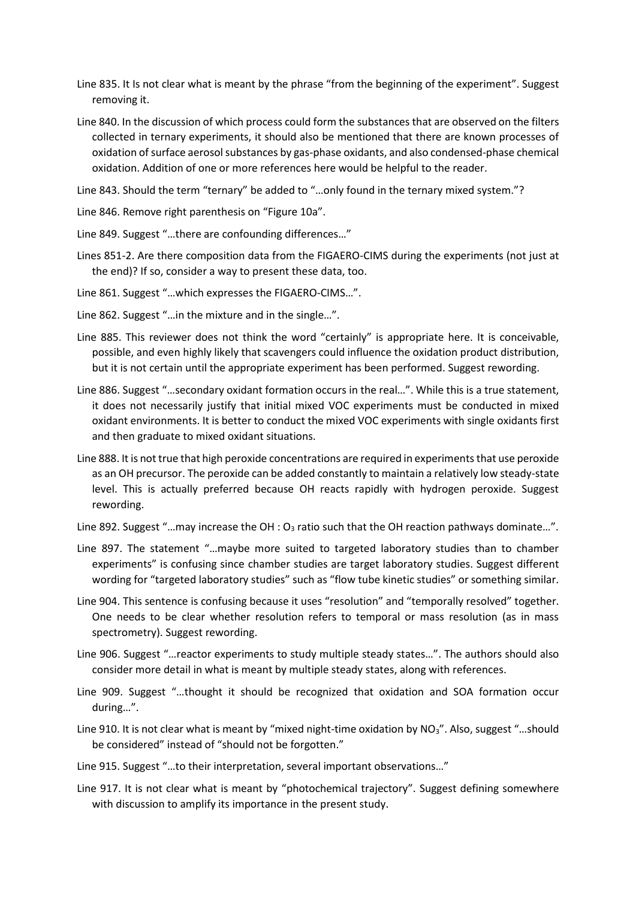Line 835. It Is not clear what is meant by the phrase "from the beginning of the experiment". Suggest removing it.

Line 840. In the discussion of which process could form the substances that are observed on the filters collected in ternary experiments, it should also be mentioned that there are known processes of oxidation of surface aerosol substances by gas-phase oxidants, and also condensed-phase chemical oxidation. Addition of one or more references here would be helpful to the reader.

Line 843. Should the term "ternary" be added to "…only found in the ternary mixed system."?

Line 846. Remove right parenthesis on "Figure 10a".

Line 849. Suggest "…there are confounding differences…"

Lines 851-2. Are there composition data from the FIGAERO-CIMS during the experiments (not just at the end)? If so, consider a way to present these data, too.

Line 861. Suggest "…which expresses the FIGAERO-CIMS…".

Line 862. Suggest "…in the mixture and in the single…".

Line 885. This reviewer does not think the word "certainly" is appropriate here. It is conceivable, possible, and even highly likely that scavengers could influence the oxidation product distribution, but it is not certain until the appropriate experiment has been performed. Suggest rewording.

Line 886. Suggest "…secondary oxidant formation occurs in the real…". While this is a true statement, it does not necessarily justify that initial mixed VOC experiments must be conducted in mixed oxidant environments. It is better to conduct the mixed VOC experiments with single oxidants first and then graduate to mixed oxidant situations.

Line 888. It is not true that high peroxide concentrations are required in experiments that use peroxide as an OH precursor. The peroxide can be added constantly to maintain a relatively low steady-state level. This is actually preferred because OH reacts rapidly with hydrogen peroxide. Suggest rewording.

Line 892. Suggest "…may increase the OH : $O_3$ ratio such that the OH reaction pathways dominate…".

Line 897. The statement "…maybe more suited to targeted laboratory studies than to chamber experiments" is confusing since chamber studies are target laboratory studies. Suggest different wording for "targeted laboratory studies" such as "flow tube kinetic studies" or something similar.

Line 904. This sentence is confusing because it uses "resolution" and "temporally resolved" together. One needs to be clear whether resolution refers to temporal or mass resolution (as in mass spectrometry). Suggest rewording.

Line 906. Suggest "…reactor experiments to study multiple steady states…". The authors should also consider more detail in what is meant by multiple steady states, along with references.

Line 909. Suggest "…thought it should be recognized that oxidation and SOA formation occur during…".

Line 910. It is not clear what is meant by "mixed night-time oxidation by $NO_3$". Also, suggest "…should be considered" instead of "should not be forgotten."

Line 915. Suggest "…to their interpretation, several important observations…"

Line 917. It is not clear what is meant by "photochemical trajectory". Suggest defining somewhere with discussion to amplify its importance in the present study.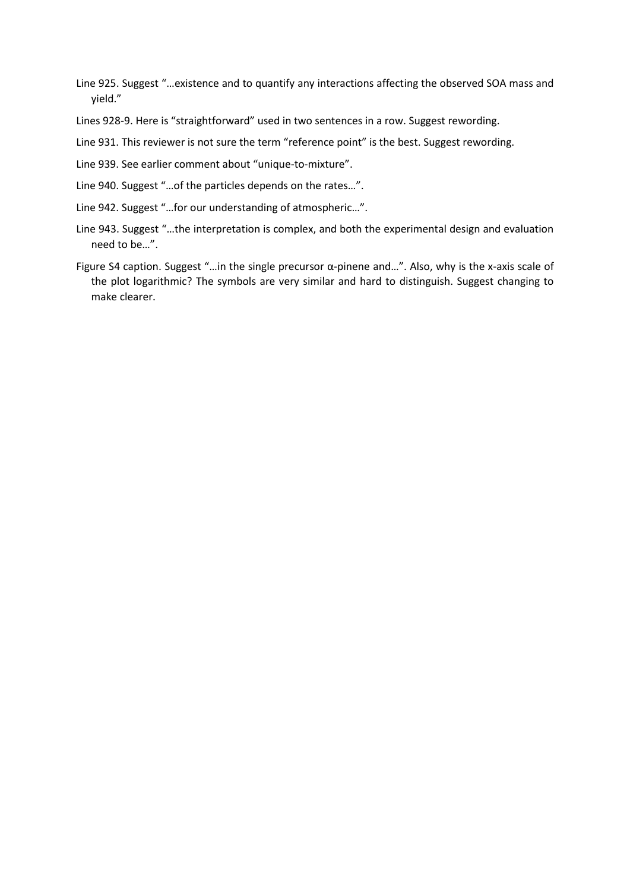Line 925. Suggest "…existence and to quantify any interactions affecting the observed SOA mass and yield."

Lines 928-9. Here is "straightforward" used in two sentences in a row. Suggest rewording.

Line 931. This reviewer is not sure the term "reference point" is the best. Suggest rewording.

Line 939. See earlier comment about "unique-to-mixture".

Line 940. Suggest "…of the particles depends on the rates…".

Line 942. Suggest "…for our understanding of atmospheric…".

Line 943. Suggest "…the interpretation is complex, and both the experimental design and evaluation need to be…".

Figure S4 caption. Suggest "…in the single precursor α-pinene and…". Also, why is the x-axis scale of the plot logarithmic? The symbols are very similar and hard to distinguish. Suggest changing to make clearer.